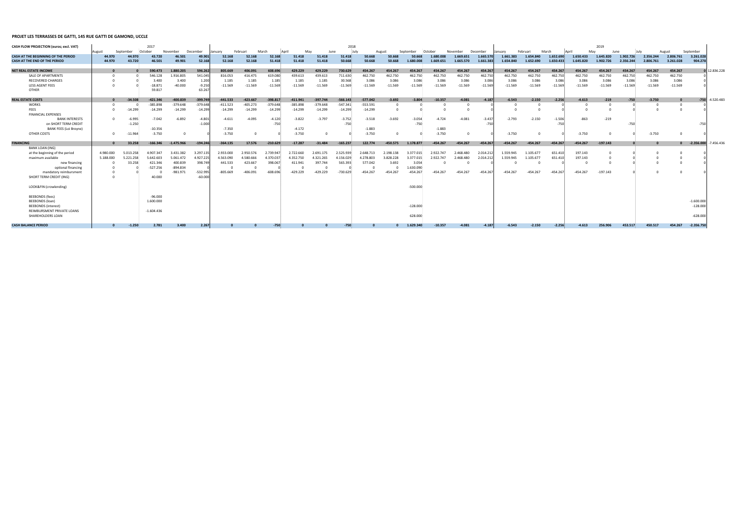# PROJET LES TERRASSES DE GATTI, 145 RUE GATTI DE GAMOND, UCCLE

| CASH FLOW PROJECTION (euros; excl. VAT) | | | 2017 | | | | | | | | | 2018 | | | | | | | | | | 2019 | | | | | |
|---|---|---|---|---|---|---|---|---|---|---|---|---|---|---|---|---|---|---|---|---|---|---|---|---|---|---|---|
| | August | September | October | November | December | January | Februari | March | April | May | June | July | August | September | October | November | December | January | Februari | March | April | May | June | July | August | September | |
| **CASH AT THE BEGINNING OF THE PERIOD** | 44.970 | 44.970 | 43.720 | 46.501 | 49.901 | 52.168 | 52.168 | 52.168 | 51.418 | 51.418 | 51.418 | 50.668 | 50.668 | 50.668 | 1.680.008 | 1.669.651 | 1.665.570 | 1.661.383 | 1.654.840 | 1.652.690 | 1.650.433 | 1.645.820 | 1.902.726 | 2.356.244 | 2.806.761 | 3.261.028 | |
| **CASH AT THE END OF THE PERIOD** | 44.970 | 43.720 | 46.501 | 49.901 | 52.168 | 52.168 | 52.168 | 51.418 | 51.418 | 51.418 | 50.668 | 50.668 | 50.668 | 1.680.008 | 1.669.651 | 1.665.570 | 1.661.383 | 1.654.840 | 1.652.690 | 1.650.433 | 1.645.820 | 1.902.726 | 2.356.244 | 2.806.761 | 3.261.028 | 904.278 | |
| **NET REAL ESTATE INCOME** | 0 | 0 | 590.473 | 1.880.205 | 596.262 | 805.669 | 406.091 | 608.696 | 429.229 | 429.229 | 730.629 | 454.267 | 454.267 | 454.267 | 454.267 | 454.267 | 454.267 | 454.267 | 454.267 | 454.267 | 454.267 | 454.267 | 454.267 | 454.267 | 454.267 | 0 | 12.836.228 |
| SALE OF APARTMENTS | 0 | 0 | 546.128 | 1.916.805 | 541.045 | 816.053 | 416.475 | 619.080 | 439.613 | 439.613 | 711.630 | 462.750 | 462.750 | 462.750 | 462.750 | 462.750 | 462.750 | 462.750 | 462.750 | 462.750 | 462.750 | 462.750 | 462.750 | 462.750 | 462.750 | 0 | |
| RECOVERED CHARGES | 0 | 0 | 3.400 | 3.400 | 1.200 | 1.185 | 1.185 | 1.185 | 1.185 | 1.185 | 30.568 | 3.086 | 3.086 | 3.086 | 3.086 | 3.086 | 3.086 | 3.086 | 3.086 | 3.086 | 3.086 | 3.086 | 3.086 | 3.086 | 3.086 | 0 | |
| LESS AGENT FEES | 0 | 0 | -18.871 | -40.000 | -9.250 | -11.569 | -11.569 | -11.569 | -11.569 | -11.569 | -11.569 | -11.569 | -11.569 | -11.569 | -11.569 | -11.569 | -11.569 | -11.569 | -11.569 | -11.569 | -11.569 | -11.569 | -11.569 | -11.569 | -11.569 | 0 | |
| OTHER | | | 59.817 | | 63.267 | | | | | | | | | | | | | | | | | | | | | | |
| **REAL ESTATE COSTS** | 0 | -34.508 | -421.346 | -400.839 | -399.749 | -441.533 | -423.667 | -398.817 | -411.941 | -397.744 | -566.143 | -577.042 | -3.692 | -3.804 | -10.357 | -4.081 | -4.187 | -6.543 | -2.150 | -2.256 | -4.613 | -219 | -750 | -3.750 | 0 | -750 | -4.520.483 |
| WORKS | 0 | 0 | -385.898 | -379.648 | -379.648 | -411.523 | -405.273 | -379.648 | -385.898 | -379.648 | -547.341 | -553.591 | 0 | 0 | 0 | 0 | 0 | 0 | 0 | 0 | 0 | 0 | 0 | 0 | 0 | 0 | |
| FEES | 0 | -14.299 | -14.299 | -14.299 | -14.299 | -14.299 | -14.299 | -14.299 | -14.299 | -14.299 | -14.299 | -14.299 | 0 | 0 | 0 | 0 | 0 | 0 | 0 | 0 | 0 | 0 | 0 | 0 | 0 | 0 | |
| FINANCIAL EXPENSES | | | | | | | | | | | | | | | | | | | | | | | | | | | |
| BANK INTERESTS | 0 | -6.995 | -7.042 | -6.892 | -4.801 | -4.611 | -4.095 | -4.120 | -3.822 | -3.797 | -3.752 | -3.518 | -3.692 | -3.054 | -4.724 | -4.081 | -3.437 | -2.793 | -2.150 | -1.506 | -863 | -219 | | | | | |
| on SHORT TERM CREDIT | | -1.250 | | | -1.000 | | | -750 | | | -750 | | | -750 | | | -750 | | | -750 | | | -750 | | | -750 | |
| BANK FEES (Loi Breyne) | | | -10.356 | | | -7.350 | | | -4.172 | | | -1.883 | | | -1.883 | | | | | | | | | | | | |
| OTHER COSTS | 0 | -11.964 | -3.750 | 0 | 0 | -3.750 | 0 | 0 | -3.750 | 0 | 0 | -3.750 | 0 | 0 | -3.750 | 0 | 0 | -3.750 | 0 | 0 | -3.750 | 0 | 0 | -3.750 | 0 | 0 | |
| **FINANCING** | 0 | 33.258 | -166.346 | -1.475.966 | -194.246 | -364.135 | 17.576 | -210.629 | -17.287 | -31.484 | -165.237 | 122.774 | -450.575 | 1.178.877 | -454.267 | -454.267 | -454.267 | -454.267 | -454.267 | -454.267 | -454.267 | -197.143 | 0 | 0 | 0 | -2.356.000 | -7.456.436 |
| BANK LOAN (ING) | | | | | | | | | | | | | | | | | | | | | | | | | | | |
| at the beginning of the period | 4.980.000 | 5.013.258 | 4.907.347 | 3.431.382 | 3.297.135 | 2.933.000 | 2.950.576 | 2.739.947 | 2.722.660 | 2.691.175 | 2.525.939 | 2.648.713 | 2.198.138 | 3.377.015 | 2.922.747 | 2.468.480 | 2.014.212 | 1.559.945 | 1.105.677 | 651.410 | 197.143 | 0 | 0 | 0 | 0 | 0 | |
| maximum available | 5.188.000 | 5.221.258 | 5.642.603 | 5.061.472 | 4.927.225 | 4.563.090 | 4.580.666 | 4.370.037 | 4.352.750 | 4.321.265 | 4.156.029 | 4.278.803 | 3.828.228 | 3.377.015 | 2.922.747 | 2.468.480 | 2.014.212 | 1.559.945 | 1.105.677 | 651.410 | 197.143 | 0 | 0 | 0 | 0 | 0 | |
| new financing | 0 | 33.258 | 421.346 | 400.839 | 398.749 | 441.533 | 423.667 | 398.067 | 411.941 | 397.744 | 565.393 | 577.042 | 3.692 | 3.054 | 0 | 0 | 0 | 0 | 0 | 0 | 0 | 0 | 0 | 0 | 0 | 0 | |
| optional financing | 0 | 0 | -527.256 | -894.834 | 0 | 0 | 0 | 0 | 0 | 0 | 0 | 0 | 0 | 1.630.090 | | | | | | | | | | | | | |
| mandatory reimbursment | 0 | 0 | 0 | -981.971 | -532.995 | -805.669 | -406.091 | -608.696 | -429.229 | -429.229 | -730.629 | -454.267 | -454.267 | -454.267 | -454.267 | -454.267 | -454.267 | -454.267 | -454.267 | -454.267 | -454.267 | -197.143 | 0 | 0 | 0 | 0 | |
| SHORT TERM CREDIT (ING) | 0 | | 40.000 | | -60.000 | | | | | | | | | | | | | | | | | | | | | | |
| LOOK&FIN (crowlending) | | | | | | | | | | | | | | -500.000 | | | | | | | | | | | | | |
| BEEBONDS (fees) | | | -96.000 | | | | | | | | | | | | | | | | | | | | | | | | |
| BEEBONDS (loan) | | | 1.600.000 | | | | | | | | | | | | | | | | | | | | | | | -1.600.000 | |
| BEEBONDS (interest) | | | | | | | | | | | | | | -128.000 | | | | | | | | | | | | -128.000 | |
| REIMBURSMENT PRIVATE LOANS | | | -1.604.436 | | | | | | | | | | | | | | | | | | | | | | | | |
| SHAREHOLDERS LOAN | | | | | | | | | | | | | | 628.000 | | | | | | | | | | | | -628.000 | |
| **CASH BALANCE PERIOD** | 0 | -1.250 | 2.781 | 3.400 | 2.267 | 0 | 0 | -750 | 0 | 0 | -750 | 0 | 0 | 1.629.340 | -10.357 | -4.081 | -4.187 | -6.543 | -2.150 | -2.256 | -4.613 | 256.906 | 453.517 | 450.517 | 454.267 | -2.356.750 | |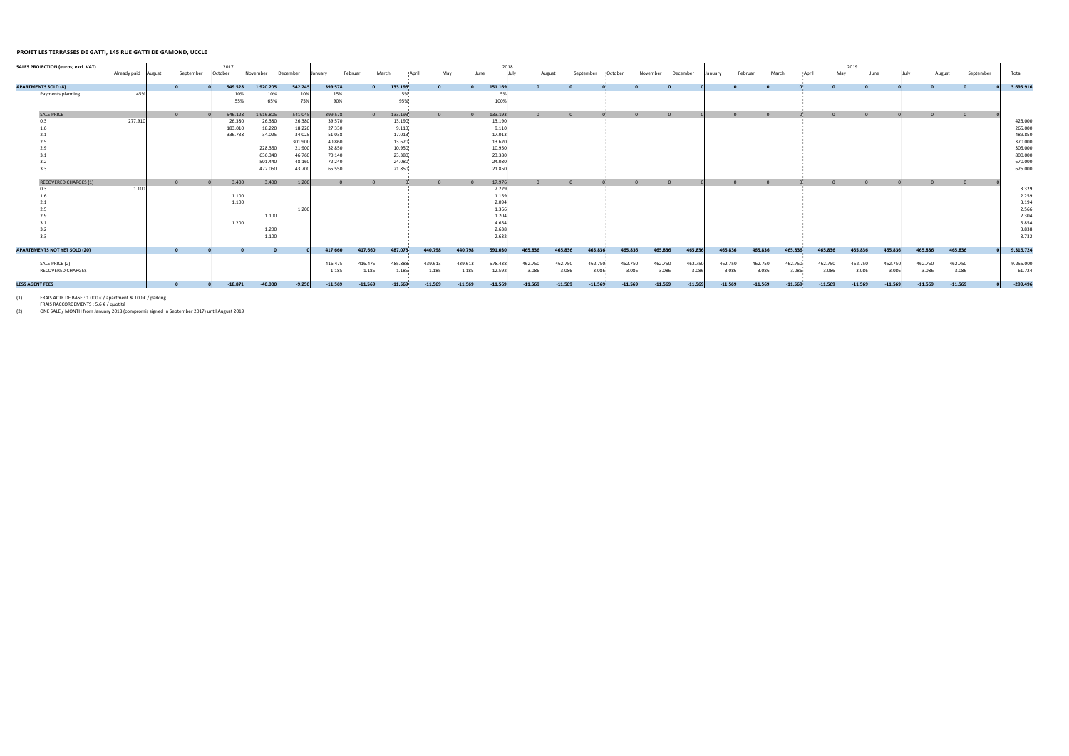**PROJET LES TERRASSES DE GATTI, 145 RUE GATTI DE GAMOND, UCCLE**

| SALES PROJECTION (euros; excl. VAT) | | 2017 | | | | | 2018 | | | | | | | | | | | | 2019 | | | | | | | | | |
|---|---|---|---|---|---|---|---|---|---|---|---|---|---|---|---|---|---|---|---|---|---|---|---|---|---|---|---|---|
| | Already paid | August | September | October | November | December | January | Februari | March | April | May | June | July | August | September | October | November | December | January | Februari | March | April | May | June | July | August | September | Total |
| **APARTMENTS SOLD (8)** | | **0** | **0** | **549.528** | **1.920.205** | **542.245** | **399.578** | **0** | **133.193** | **0** | **0** | **151.169** | **0** | **0** | **0** | **0** | **0** | **0** | **0** | **0** | **0** | **0** | **0** | **0** | **0** | **0** | **0** | **3.695.916** |
| Payments planning | 45% | | | 10% | 10% | 10% | 15% | | 5% | | | 5% | | | | | | | | | | | | | | | | |
| | | | | 55% | 65% | 75% | 90% | | 95% | | | 100% | | | | | | | | | | | | | | | | |
| SALE PRICE | | 0 | 0 | 546.128 | 1.916.805 | 541.045 | 399.578 | 0 | 133.193 | 0 | 0 | 133.193 | 0 | 0 | 0 | 0 | 0 | 0 | 0 | 0 | 0 | 0 | 0 | 0 | 0 | 0 | 0 | |
| 0.3 | 277.910 | | | 26.380 | 26.380 | 26.380 | 39.570 | | 13.190 | | | 13.190 | | | | | | | | | | | | | | | | 423.000 |
| 1.6 | | | | 183.010 | 18.220 | 18.220 | 27.330 | | 9.110 | | | 9.110 | | | | | | | | | | | | | | | | 265.000 |
| 2.1 | | | | 336.738 | 34.025 | 34.025 | 51.038 | | 17.013 | | | 17.013 | | | | | | | | | | | | | | | | 489.850 |
| 2.5 | | | | | | 301.900 | 40.860 | | 13.620 | | | 13.620 | | | | | | | | | | | | | | | | 370.000 |
| 2.9 | | | | | 228.350 | 21.900 | 32.850 | | 10.950 | | | 10.950 | | | | | | | | | | | | | | | | 305.000 |
| 3.1 | | | | | 636.340 | 46.760 | 70.140 | | 23.380 | | | 23.380 | | | | | | | | | | | | | | | | 800.000 |
| 3.2 | | | | | 501.440 | 48.160 | 72.240 | | 24.080 | | | 24.080 | | | | | | | | | | | | | | | | 670.000 |
| 3.3 | | | | | 472.050 | 43.700 | 65.550 | | 21.850 | | | 21.850 | | | | | | | | | | | | | | | | 625.000 |
| RECOVERED CHARGES (1) | | 0 | 0 | 3.400 | 3.400 | 1.200 | 0 | 0 | 0 | 0 | 0 | 17.976 | 0 | 0 | 0 | 0 | 0 | 0 | 0 | 0 | 0 | 0 | 0 | 0 | 0 | 0 | 0 | |
| 0.3 | 1.100 | | | | | | | | | | | 2.229 | | | | | | | | | | | | | | | | 3.329 |
| 1.6 | | | | 1.100 | | | | | | | | 1.159 | | | | | | | | | | | | | | | | 2.259 |
| 2.1 | | | | 1.100 | | | | | | | | 2.094 | | | | | | | | | | | | | | | | 3.194 |
| 2.5 | | | | | | 1.200 | | | | | | 1.366 | | | | | | | | | | | | | | | | 2.566 |
| 2.9 | | | | | 1.100 | | | | | | | 1.204 | | | | | | | | | | | | | | | | 2.304 |
| 3.1 | | | | 1.200 | | | | | | | | 4.654 | | | | | | | | | | | | | | | | 5.854 |
| 3.2 | | | | | 1.200 | | | | | | | 2.638 | | | | | | | | | | | | | | | | 3.838 |
| 3.3 | | | | | 1.100 | | | | | | | 2.632 | | | | | | | | | | | | | | | | 3.732 |
| **APARTEMENTS NOT YET SOLD (20)** | | **0** | **0** | **0** | **0** | **0** | **417.660** | **417.660** | **487.073** | **440.798** | **440.798** | **591.030** | **465.836** | **465.836** | **465.836** | **465.836** | **465.836** | **465.836** | **465.836** | **465.836** | **465.836** | **465.836** | **465.836** | **465.836** | **465.836** | **465.836** | **0** | **9.316.724** |
| SALE PRICE (2) | | | | | | | 416.475 | 416.475 | 485.888 | 439.613 | 439.613 | 578.438 | 462.750 | 462.750 | 462.750 | 462.750 | 462.750 | 462.750 | 462.750 | 462.750 | 462.750 | 462.750 | 462.750 | 462.750 | 462.750 | 462.750 | | 9.255.000 |
| RECOVERED CHARGES | | | | | | | 1.185 | 1.185 | 1.185 | 1.185 | 1.185 | 12.592 | 3.086 | 3.086 | 3.086 | 3.086 | 3.086 | 3.086 | 3.086 | 3.086 | 3.086 | 3.086 | 3.086 | 3.086 | 3.086 | 3.086 | | 61.724 |
| **LESS AGENT FEES** | | **0** | **0** | **-18.871** | **-40.000** | **-9.250** | **-11.569** | **-11.569** | **-11.569** | **-11.569** | **-11.569** | **-11.569** | **-11.569** | **-11.569** | **-11.569** | **-11.569** | **-11.569** | **-11.569** | **-11.569** | **-11.569** | **-11.569** | **-11.569** | **-11.569** | **-11.569** | **-11.569** | **-11.569** | **0** | **-299.496** |

(1) FRAIS ACTE DE BASE : 1.000 € / apartment & 100 € / parking
FRAIS RACCORDEMENTS : 5,6 € / quotité

(2) ONE SALE / MONTH from January 2018 (compromis signed in September 2017) until August 2019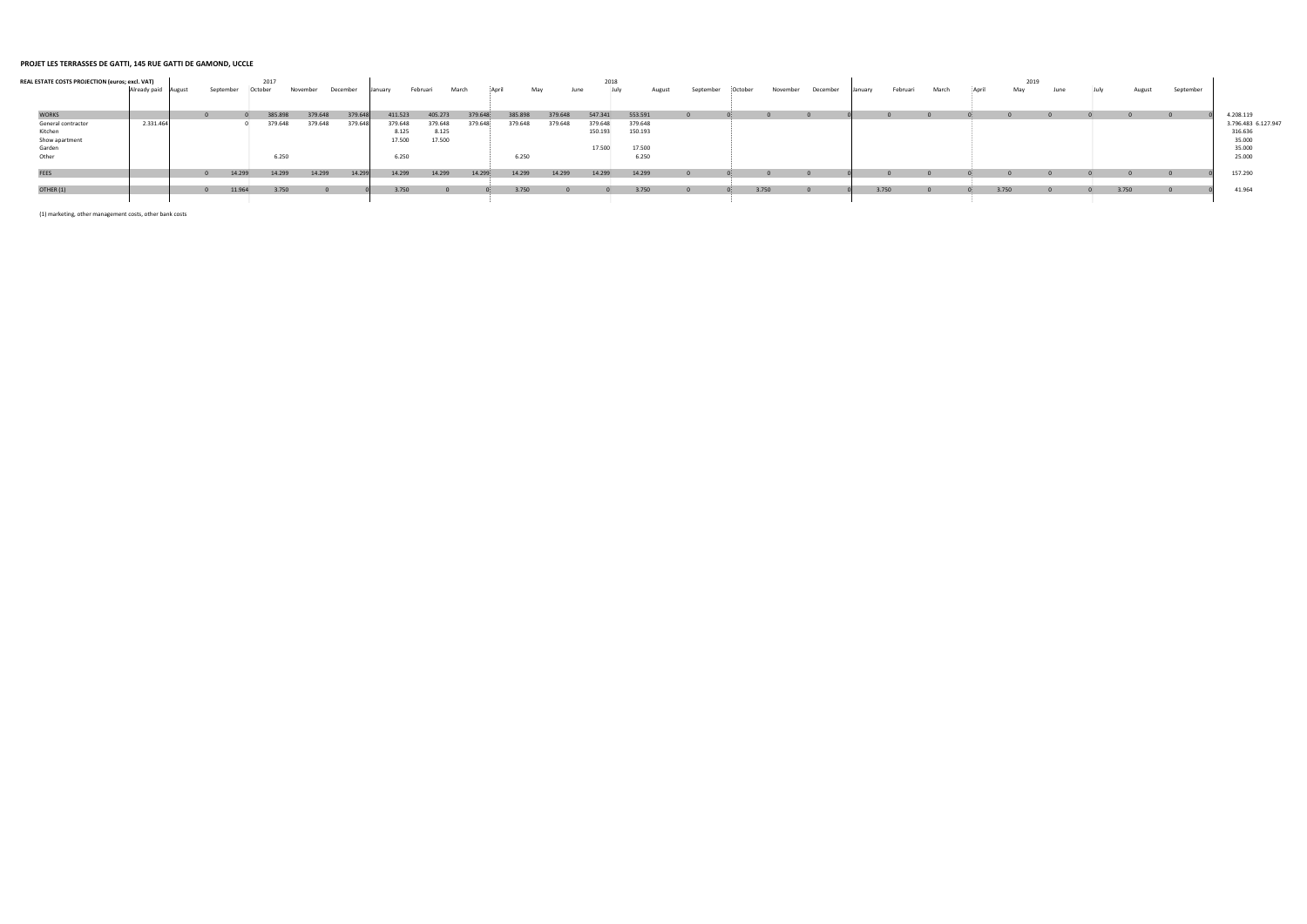**PROJET LES TERRASSES DE GATTI, 145 RUE GATTI DE GAMOND, UCCLE**

| REAL ESTATE COSTS PROJECTION (euros; excl. VAT) | | 2017 | | | | | 2018 | | | | | | | | | | | | 2019 | | | | | | | | | |
|---|---|---|---|---|---|---|---|---|---|---|---|---|---|---|---|---|---|---|---|---|---|---|---|---|---|---|---|---|
| | Already paid | August | September | October | November | December | January | Februari | March | April | May | June | July | August | September | October | November | December | January | Februari | March | April | May | June | July | August | September | |
| WORKS | | 0 | 0 | 385.898 | 379.648 | 379.648 | 411.523 | 405.273 | 379.648 | 385.898 | 379.648 | 547.341 | 553.591 | 0 | 0 | 0 | 0 | 0 | 0 | 0 | 0 | 0 | 0 | 0 | 0 | 0 | 0 | 4.208.119 |
| General contractor | 2.331.464 | | 0 | 379.648 | 379.648 | 379.648 | 379.648 | 379.648 | 379.648 | 379.648 | 379.648 | 379.648 | 379.648 | | | | | | | | | | | | | | | 3.796.483 6.127.947 |
| Kitchen | | | | | | | 8.125 | 8.125 | | | | 150.193 | 150.193 | | | | | | | | | | | | | | | 316.636 |
| Show apartment | | | | | | | 17.500 | 17.500 | | | | | | | | | | | | | | | | | | | | 35.000 |
| Garden | | | | | | | | | | | | 17.500 | 17.500 | | | | | | | | | | | | | | | 35.000 |
| Other | | | | 6.250 | | | 6.250 | | | 6.250 | | | 6.250 | | | | | | | | | | | | | | | 25.000 |
| FEES | | 0 | 14.299 | 14.299 | 14.299 | 14.299 | 14.299 | 14.299 | 14.299 | 14.299 | 14.299 | 14.299 | 14.299 | 0 | 0 | 0 | 0 | 0 | 0 | 0 | 0 | 0 | 0 | 0 | 0 | 0 | 0 | 157.290 |
| OTHER (1) | | 0 | 11.964 | 3.750 | 0 | 0 | 3.750 | 0 | 0 | 3.750 | 0 | 0 | 3.750 | 0 | 0 | 3.750 | 0 | 0 | 3.750 | 0 | 0 | 3.750 | 0 | 0 | 3.750 | 0 | 0 | 41.964 |

(1) marketing, other management costs, other bank costs